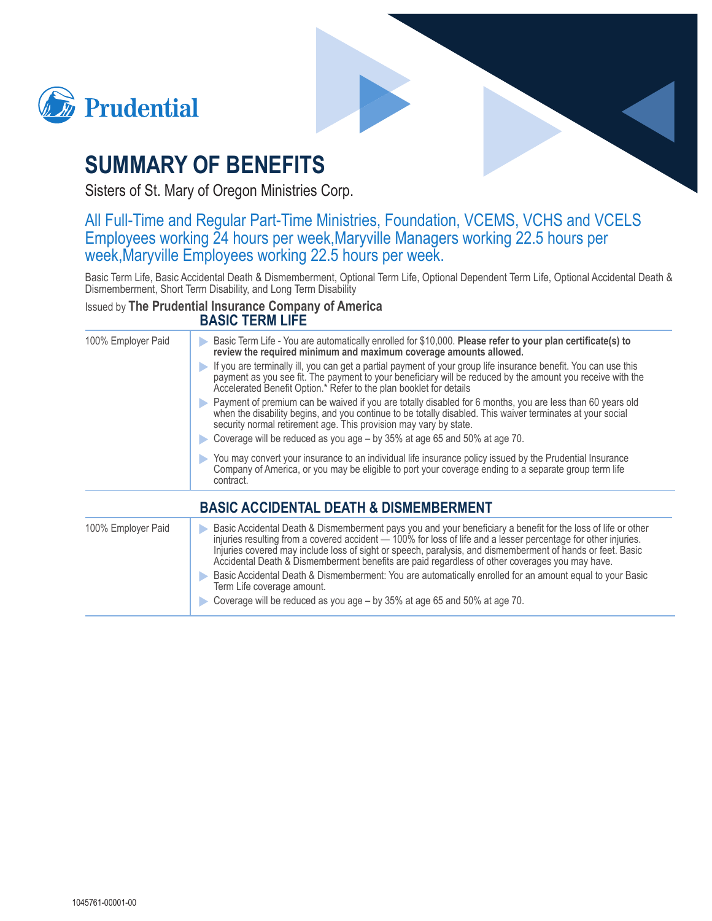Prudential

# SUMMARY OF BENEFITS

Sisters of St. Mary of Oregon Ministries Corp.

## All Full-Time and Regular Part-Time Ministries, Foundation, VCEMS, VCHS and VCELS Employees working 24 hours per week,Maryville Managers working 22.5 hours per week,Maryville Employees working 22.5 hours per week.

Basic Term Life, Basic Accidental Death & Dismemberment, Optional Term Life, Optional Dependent Term Life, Optional Accidental Death & Dismemberment, Short Term Disability, and Long Term Disability

Issued by **The Prudential Insurance Company of America**

### BASIC TERM LIFE

| | |
|---|---|
| 100% Employer Paid | - Basic Term Life - You are automatically enrolled for $10,000. **Please refer to your plan certificate(s) to review the required minimum and maximum coverage amounts allowed.**<br>- If you are terminally ill, you can get a partial payment of your group life insurance benefit. You can use this payment as you see fit. The payment to your beneficiary will be reduced by the amount you receive with the Accelerated Benefit Option.* Refer to the plan booklet for details<br>- Payment of premium can be waived if you are totally disabled for 6 months, you are less than 60 years old when the disability begins, and you continue to be totally disabled. This waiver terminates at your social security normal retirement age. This provision may vary by state.<br>- Coverage will be reduced as you age – by 35% at age 65 and 50% at age 70.<br>- You may convert your insurance to an individual life insurance policy issued by the Prudential Insurance Company of America, or you may be eligible to port your coverage ending to a separate group term life contract. |

### BASIC ACCIDENTAL DEATH & DISMEMBERMENT

| | |
|---|---|
| 100% Employer Paid | - Basic Accidental Death & Dismemberment pays you and your beneficiary a benefit for the loss of life or other injuries resulting from a covered accident — 100% for loss of life and a lesser percentage for other injuries. Injuries covered may include loss of sight or speech, paralysis, and dismemberment of hands or feet. Basic Accidental Death & Dismemberment benefits are paid regardless of other coverages you may have.<br>- Basic Accidental Death & Dismemberment: You are automatically enrolled for an amount equal to your Basic Term Life coverage amount.<br>- Coverage will be reduced as you age – by 35% at age 65 and 50% at age 70. |

1045761-00001-00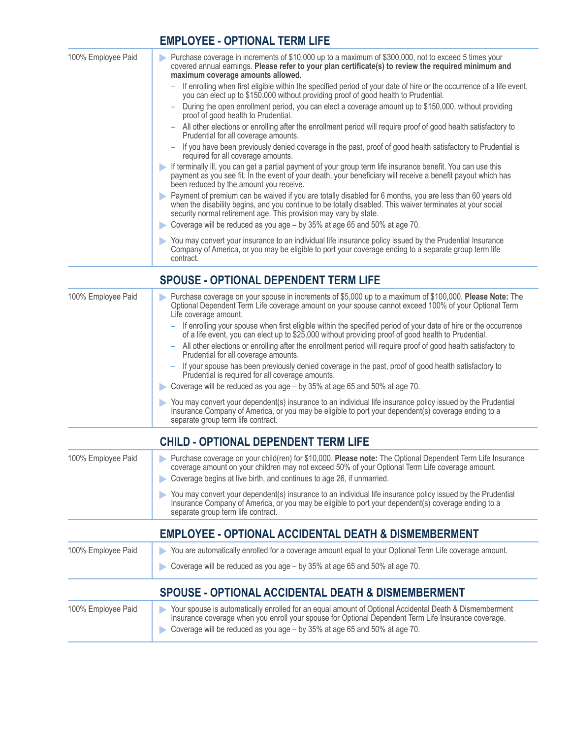## EMPLOYEE - OPTIONAL TERM LIFE

100% Employee Paid

- Purchase coverage in increments of $10,000 up to a maximum of $300,000, not to exceed 5 times your covered annual earnings. **Please refer to your plan certificate(s) to review the required minimum and maximum coverage amounts allowed.**
  - If enrolling when first eligible within the specified period of your date of hire or the occurrence of a life event, you can elect up to $150,000 without providing proof of good health to Prudential.
  - During the open enrollment period, you can elect a coverage amount up to $150,000, without providing proof of good health to Prudential.
  - All other elections or enrolling after the enrollment period will require proof of good health satisfactory to Prudential for all coverage amounts.
  - If you have been previously denied coverage in the past, proof of good health satisfactory to Prudential is required for all coverage amounts.
- If terminally ill, you can get a partial payment of your group term life insurance benefit. You can use this payment as you see fit. In the event of your death, your beneficiary will receive a benefit payout which has been reduced by the amount you receive.
- Payment of premium can be waived if you are totally disabled for 6 months, you are less than 60 years old when the disability begins, and you continue to be totally disabled. This waiver terminates at your social security normal retirement age. This provision may vary by state.
- Coverage will be reduced as you age – by 35% at age 65 and 50% at age 70.
- You may convert your insurance to an individual life insurance policy issued by the Prudential Insurance Company of America, or you may be eligible to port your coverage ending to a separate group term life contract.

## SPOUSE - OPTIONAL DEPENDENT TERM LIFE

100% Employee Paid

- Purchase coverage on your spouse in increments of $5,000 up to a maximum of $100,000. **Please Note:** The Optional Dependent Term Life coverage amount on your spouse cannot exceed 100% of your Optional Term Life coverage amount.
  - If enrolling your spouse when first eligible within the specified period of your date of hire or the occurrence of a life event, you can elect up to $25,000 without providing proof of good health to Prudential.
  - All other elections or enrolling after the enrollment period will require proof of good health satisfactory to Prudential for all coverage amounts.
  - If your spouse has been previously denied coverage in the past, proof of good health satisfactory to Prudential is required for all coverage amounts.
- Coverage will be reduced as you age – by 35% at age 65 and 50% at age 70.
- You may convert your dependent(s) insurance to an individual life insurance policy issued by the Prudential Insurance Company of America, or you may be eligible to port your dependent(s) coverage ending to a separate group term life contract.

## CHILD - OPTIONAL DEPENDENT TERM LIFE

100% Employee Paid

- Purchase coverage on your child(ren) for $10,000. **Please note:** The Optional Dependent Term Life Insurance coverage amount on your children may not exceed 50% of your Optional Term Life coverage amount.
- Coverage begins at live birth, and continues to age 26, if unmarried.
- You may convert your dependent(s) insurance to an individual life insurance policy issued by the Prudential Insurance Company of America, or you may be eligible to port your dependent(s) coverage ending to a separate group term life contract.

## EMPLOYEE - OPTIONAL ACCIDENTAL DEATH & DISMEMBERMENT

100% Employee Paid

- You are automatically enrolled for a coverage amount equal to your Optional Term Life coverage amount.
- Coverage will be reduced as you age – by 35% at age 65 and 50% at age 70.

## SPOUSE - OPTIONAL ACCIDENTAL DEATH & DISMEMBERMENT

100% Employee Paid

- Your spouse is automatically enrolled for an equal amount of Optional Accidental Death & Dismemberment Insurance coverage when you enroll your spouse for Optional Dependent Term Life Insurance coverage.
- Coverage will be reduced as you age – by 35% at age 65 and 50% at age 70.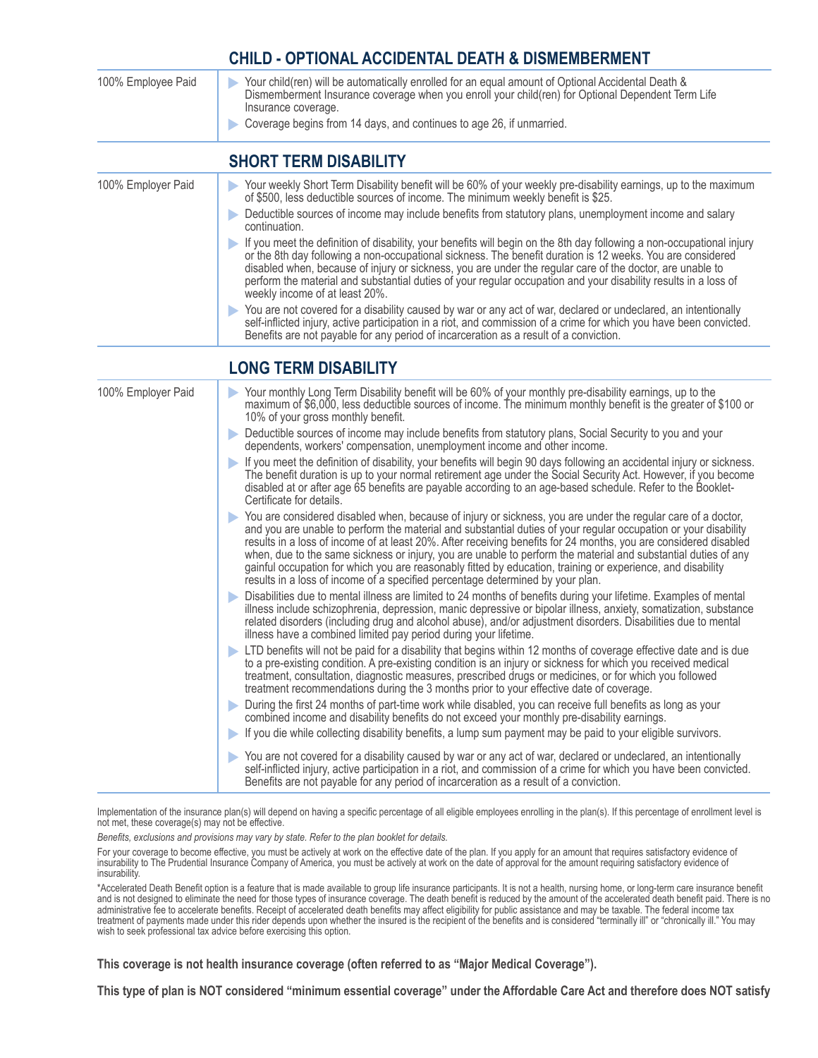## CHILD - OPTIONAL ACCIDENTAL DEATH & DISMEMBERMENT

| | |
|---|---|
| 100% Employee Paid | - Your child(ren) will be automatically enrolled for an equal amount of Optional Accidental Death & Dismemberment Insurance coverage when you enroll your child(ren) for Optional Dependent Term Life Insurance coverage.<br>- Coverage begins from 14 days, and continues to age 26, if unmarried. |

## SHORT TERM DISABILITY

| | |
|---|---|
| 100% Employer Paid | - Your weekly Short Term Disability benefit will be 60% of your weekly pre-disability earnings, up to the maximum of $500, less deductible sources of income. The minimum weekly benefit is $25.<br>- Deductible sources of income may include benefits from statutory plans, unemployment income and salary continuation.<br>- If you meet the definition of disability, your benefits will begin on the 8th day following a non-occupational injury or the 8th day following a non-occupational sickness. The benefit duration is 12 weeks. You are considered disabled when, because of injury or sickness, you are under the regular care of the doctor, are unable to perform the material and substantial duties of your regular occupation and your disability results in a loss of weekly income of at least 20%.<br>- You are not covered for a disability caused by war or any act of war, declared or undeclared, an intentionally self-inflicted injury, active participation in a riot, and commission of a crime for which you have been convicted. Benefits are not payable for any period of incarceration as a result of a conviction. |

## LONG TERM DISABILITY

| | |
|---|---|
| 100% Employer Paid | - Your monthly Long Term Disability benefit will be 60% of your monthly pre-disability earnings, up to the maximum of $6,000, less deductible sources of income. The minimum monthly benefit is the greater of $100 or 10% of your gross monthly benefit.<br>- Deductible sources of income may include benefits from statutory plans, Social Security to you and your dependents, workers' compensation, unemployment income and other income.<br>- If you meet the definition of disability, your benefits will begin 90 days following an accidental injury or sickness. The benefit duration is up to your normal retirement age under the Social Security Act. However, if you become disabled at or after age 65 benefits are payable according to an age-based schedule. Refer to the Booklet-Certificate for details.<br>- You are considered disabled when, because of injury or sickness, you are under the regular care of a doctor, and you are unable to perform the material and substantial duties of your regular occupation or your disability results in a loss of income of at least 20%. After receiving benefits for 24 months, you are considered disabled when, due to the same sickness or injury, you are unable to perform the material and substantial duties of any gainful occupation for which you are reasonably fitted by education, training or experience, and disability results in a loss of income of a specified percentage determined by your plan.<br>- Disabilities due to mental illness are limited to 24 months of benefits during your lifetime. Examples of mental illness include schizophrenia, depression, manic depressive or bipolar illness, anxiety, somatization, substance related disorders (including drug and alcohol abuse), and/or adjustment disorders. Disabilities due to mental illness have a combined limited pay period during your lifetime.<br>- LTD benefits will not be paid for a disability that begins within 12 months of coverage effective date and is due to a pre-existing condition. A pre-existing condition is an injury or sickness for which you received medical treatment, consultation, diagnostic measures, prescribed drugs or medicines, or for which you followed treatment recommendations during the 3 months prior to your effective date of coverage.<br>- During the first 24 months of part-time work while disabled, you can receive full benefits as long as your combined income and disability benefits do not exceed your monthly pre-disability earnings.<br>- If you die while collecting disability benefits, a lump sum payment may be paid to your eligible survivors.<br>- You are not covered for a disability caused by war or any act of war, declared or undeclared, an intentionally self-inflicted injury, active participation in a riot, and commission of a crime for which you have been convicted. Benefits are not payable for any period of incarceration as a result of a conviction. |

Implementation of the insurance plan(s) will depend on having a specific percentage of all eligible employees enrolling in the plan(s). If this percentage of enrollment level is not met, these coverage(s) may not be effective.

*Benefits, exclusions and provisions may vary by state. Refer to the plan booklet for details.*

For your coverage to become effective, you must be actively at work on the effective date of the plan. If you apply for an amount that requires satisfactory evidence of insurability to The Prudential Insurance Company of America, you must be actively at work on the date of approval for the amount requiring satisfactory evidence of insurability.

*Accelerated Death Benefit option is a feature that is made available to group life insurance participants. It is not a health, nursing home, or long-term care insurance benefit and is not designed to eliminate the need for those types of insurance coverage. The death benefit is reduced by the amount of the accelerated death benefit paid. There is no administrative fee to accelerate benefits. Receipt of accelerated death benefits may affect eligibility for public assistance and may be taxable. The federal income tax treatment of payments made under this rider depends upon whether the insured is the recipient of the benefits and is considered "terminally ill" or "chronically ill." You may wish to seek professional tax advice before exercising this option.

**This coverage is not health insurance coverage (often referred to as "Major Medical Coverage").**

**This type of plan is NOT considered "minimum essential coverage" under the Affordable Care Act and therefore does NOT satisfy**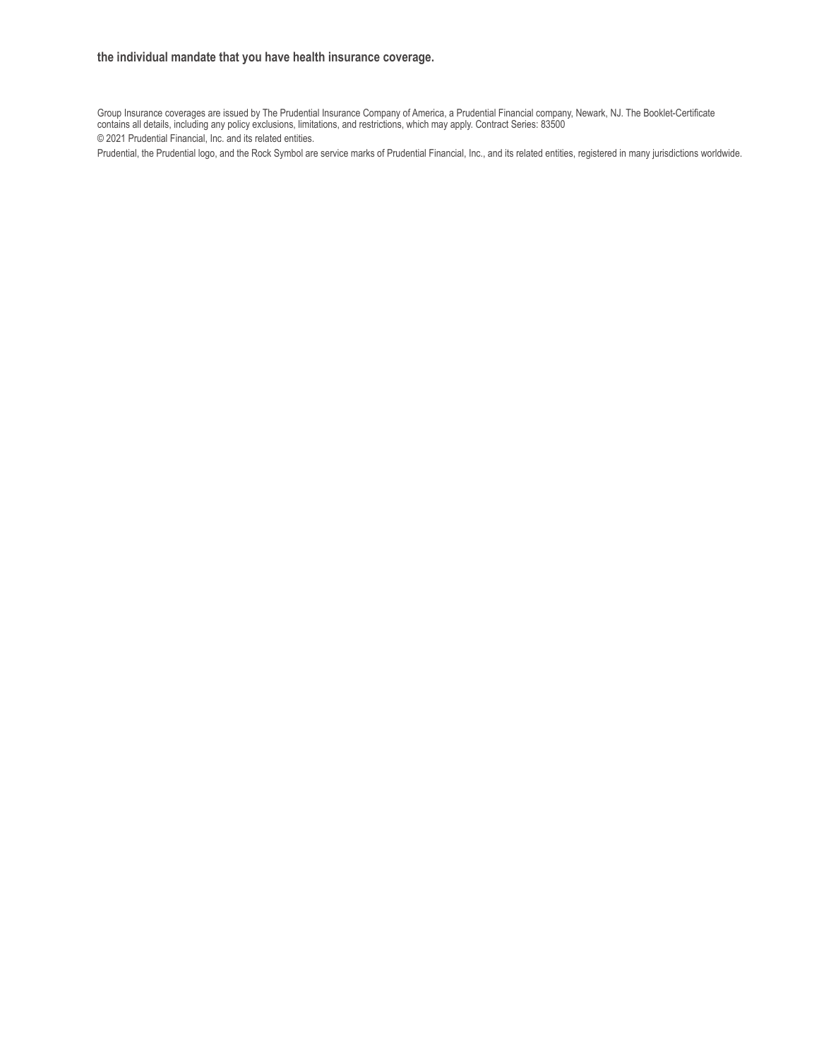**the individual mandate that you have health insurance coverage.**

Group Insurance coverages are issued by The Prudential Insurance Company of America, a Prudential Financial company, Newark, NJ. The Booklet-Certificate contains all details, including any policy exclusions, limitations, and restrictions, which may apply. Contract Series: 83500

© 2021 Prudential Financial, Inc. and its related entities.

Prudential, the Prudential logo, and the Rock Symbol are service marks of Prudential Financial, Inc., and its related entities, registered in many jurisdictions worldwide.